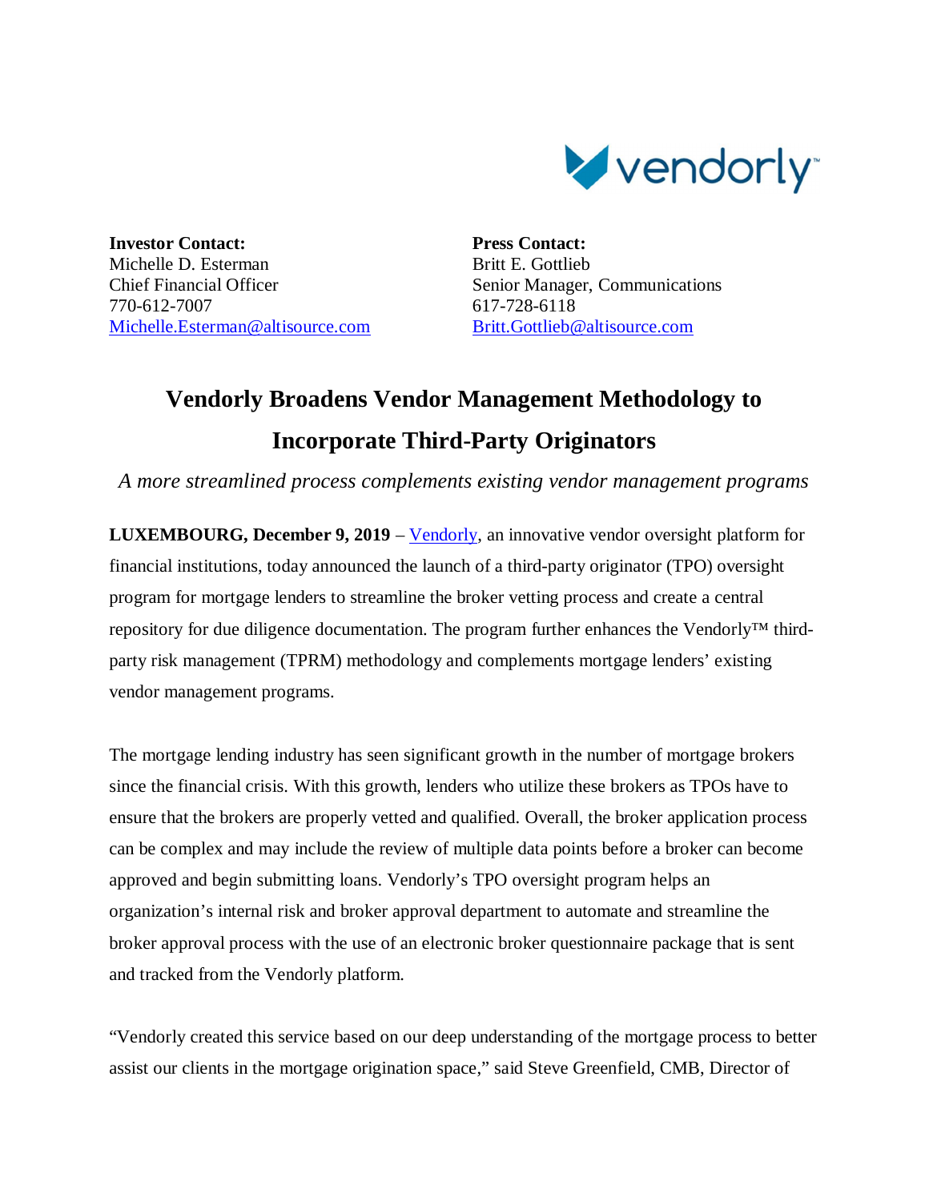**Investor Contact:**
Michelle D. Esterman
Chief Financial Officer
770-612-7007
Michelle.Esterman@altisource.com

**Press Contact:**
Britt E. Gottlieb
Senior Manager, Communications
617-728-6118
Britt.Gottlieb@altisource.com

# Vendorly Broadens Vendor Management Methodology to Incorporate Third-Party Originators

*A more streamlined process complements existing vendor management programs*

**LUXEMBOURG, December 9, 2019** – Vendorly, an innovative vendor oversight platform for financial institutions, today announced the launch of a third-party originator (TPO) oversight program for mortgage lenders to streamline the broker vetting process and create a central repository for due diligence documentation. The program further enhances the Vendorly™ third-party risk management (TPRM) methodology and complements mortgage lenders' existing vendor management programs.

The mortgage lending industry has seen significant growth in the number of mortgage brokers since the financial crisis. With this growth, lenders who utilize these brokers as TPOs have to ensure that the brokers are properly vetted and qualified. Overall, the broker application process can be complex and may include the review of multiple data points before a broker can become approved and begin submitting loans. Vendorly's TPO oversight program helps an organization's internal risk and broker approval department to automate and streamline the broker approval process with the use of an electronic broker questionnaire package that is sent and tracked from the Vendorly platform.

"Vendorly created this service based on our deep understanding of the mortgage process to better assist our clients in the mortgage origination space," said Steve Greenfield, CMB, Director of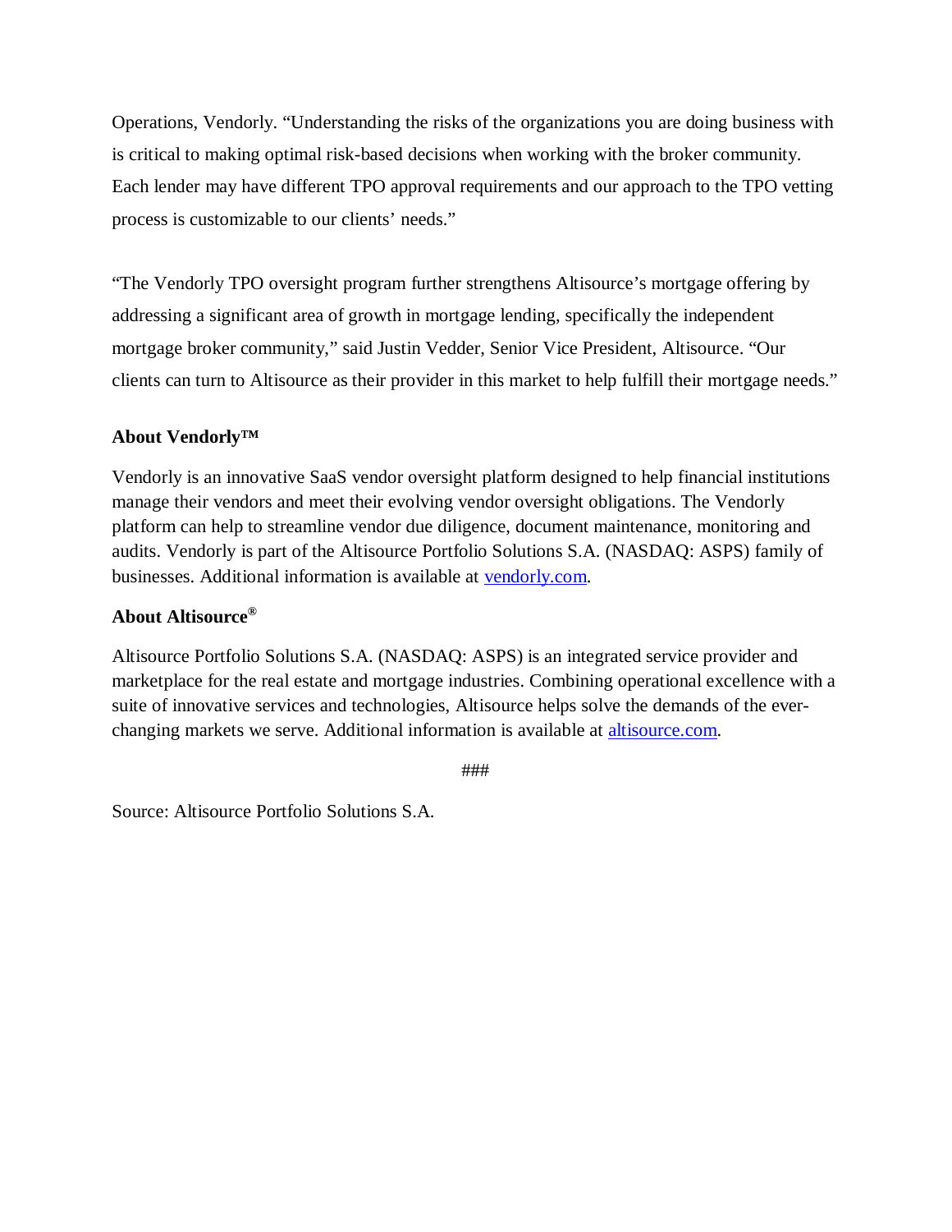Operations, Vendorly. "Understanding the risks of the organizations you are doing business with is critical to making optimal risk-based decisions when working with the broker community. Each lender may have different TPO approval requirements and our approach to the TPO vetting process is customizable to our clients' needs."

"The Vendorly TPO oversight program further strengthens Altisource's mortgage offering by addressing a significant area of growth in mortgage lending, specifically the independent mortgage broker community," said Justin Vedder, Senior Vice President, Altisource. "Our clients can turn to Altisource as their provider in this market to help fulfill their mortgage needs."

**About Vendorly™**

Vendorly is an innovative SaaS vendor oversight platform designed to help financial institutions manage their vendors and meet their evolving vendor oversight obligations. The Vendorly platform can help to streamline vendor due diligence, document maintenance, monitoring and audits. Vendorly is part of the Altisource Portfolio Solutions S.A. (NASDAQ: ASPS) family of businesses. Additional information is available at [vendorly.com](vendorly.com).

**About Altisource®**

Altisource Portfolio Solutions S.A. (NASDAQ: ASPS) is an integrated service provider and marketplace for the real estate and mortgage industries. Combining operational excellence with a suite of innovative services and technologies, Altisource helps solve the demands of the ever-changing markets we serve. Additional information is available at [altisource.com](altisource.com).

###

Source: Altisource Portfolio Solutions S.A.